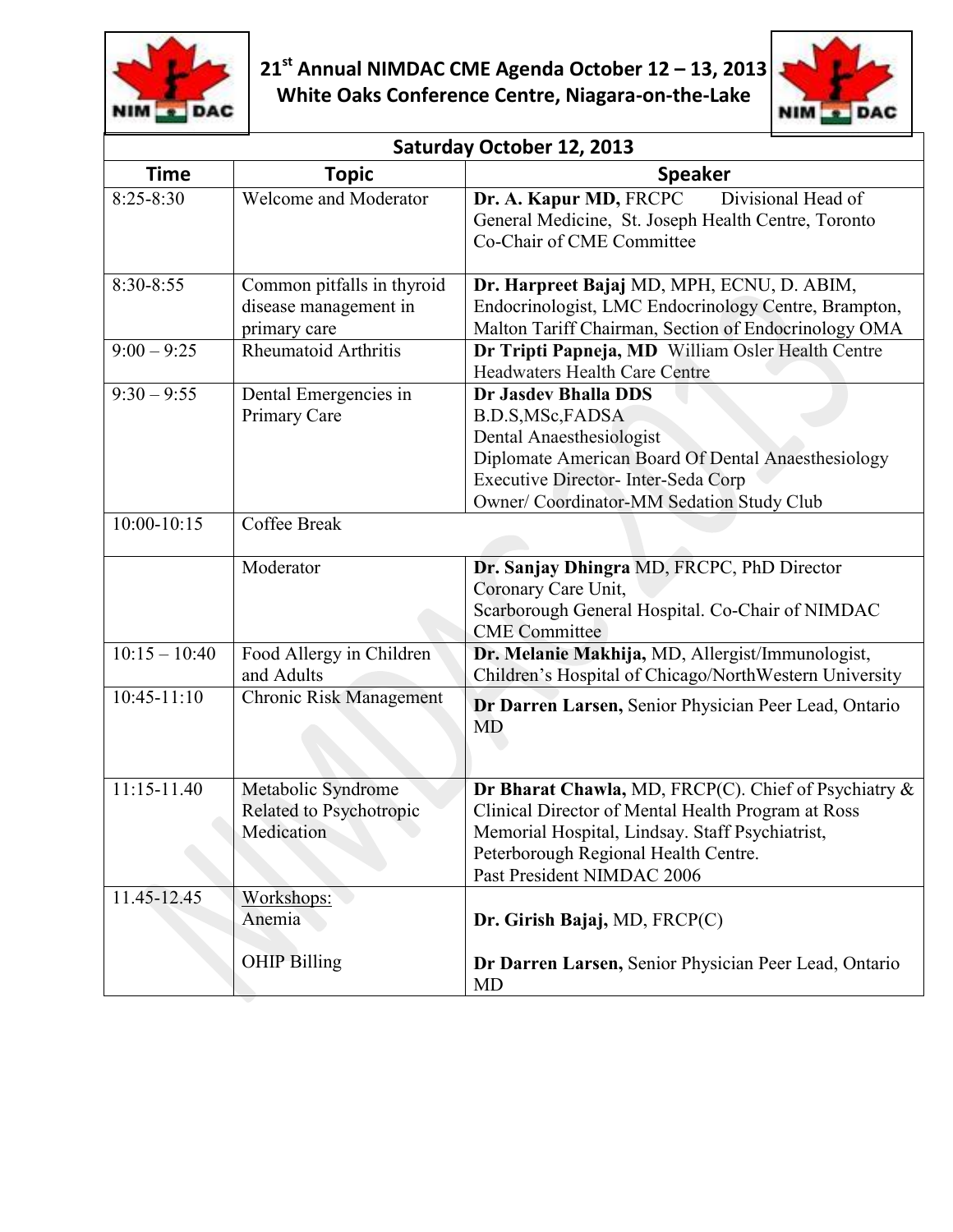# 21[st] Annual NIMDAC CME Agenda October 12 – 13, 2013
## White Oaks Conference Centre, Niagara-on-the-Lake

| Saturday October 12, 2013 | | |
|---|---|---|
| **Time** | **Topic** | **Speaker** |
| 8:25-8:30 | Welcome and Moderator | **Dr. A. Kapur MD,** FRCPC Divisional Head of General Medicine, St. Joseph Health Centre, Toronto Co-Chair of CME Committee |
| 8:30-8:55 | Common pitfalls in thyroid disease management in primary care | **Dr. Harpreet Bajaj** MD, MPH, ECNU, D. ABIM, Endocrinologist, LMC Endocrinology Centre, Brampton, Malton Tariff Chairman, Section of Endocrinology OMA |
| 9:00 – 9:25 | Rheumatoid Arthritis | **Dr Tripti Papneja, MD** William Osler Health Centre Headwaters Health Care Centre |
| 9:30 – 9:55 | Dental Emergencies in Primary Care | **Dr Jasdev Bhalla DDS** B.D.S,MSc,FADSA Dental Anaesthesiologist Diplomate American Board Of Dental Anaesthesiology Executive Director- Inter-Seda Corp Owner/ Coordinator-MM Sedation Study Club |
| 10:00-10:15 | Coffee Break | |
| | Moderator | **Dr. Sanjay Dhingra** MD, FRCPC, PhD Director Coronary Care Unit, Scarborough General Hospital. Co-Chair of NIMDAC CME Committee |
| 10:15 – 10:40 | Food Allergy in Children and Adults | **Dr. Melanie Makhija,** MD, Allergist/Immunologist, Children's Hospital of Chicago/NorthWestern University |
| 10:45-11:10 | Chronic Risk Management | **Dr Darren Larsen,** Senior Physician Peer Lead, Ontario MD |
| 11:15-11.40 | Metabolic Syndrome Related to Psychotropic Medication | **Dr Bharat Chawla,** MD, FRCP(C). Chief of Psychiatry & Clinical Director of Mental Health Program at Ross Memorial Hospital, Lindsay. Staff Psychiatrist, Peterborough Regional Health Centre. Past President NIMDAC 2006 |
| 11.45-12.45 | Workshops: Anemia | **Dr. Girish Bajaj,** MD, FRCP(C) |
| | OHIP Billing | **Dr Darren Larsen,** Senior Physician Peer Lead, Ontario MD |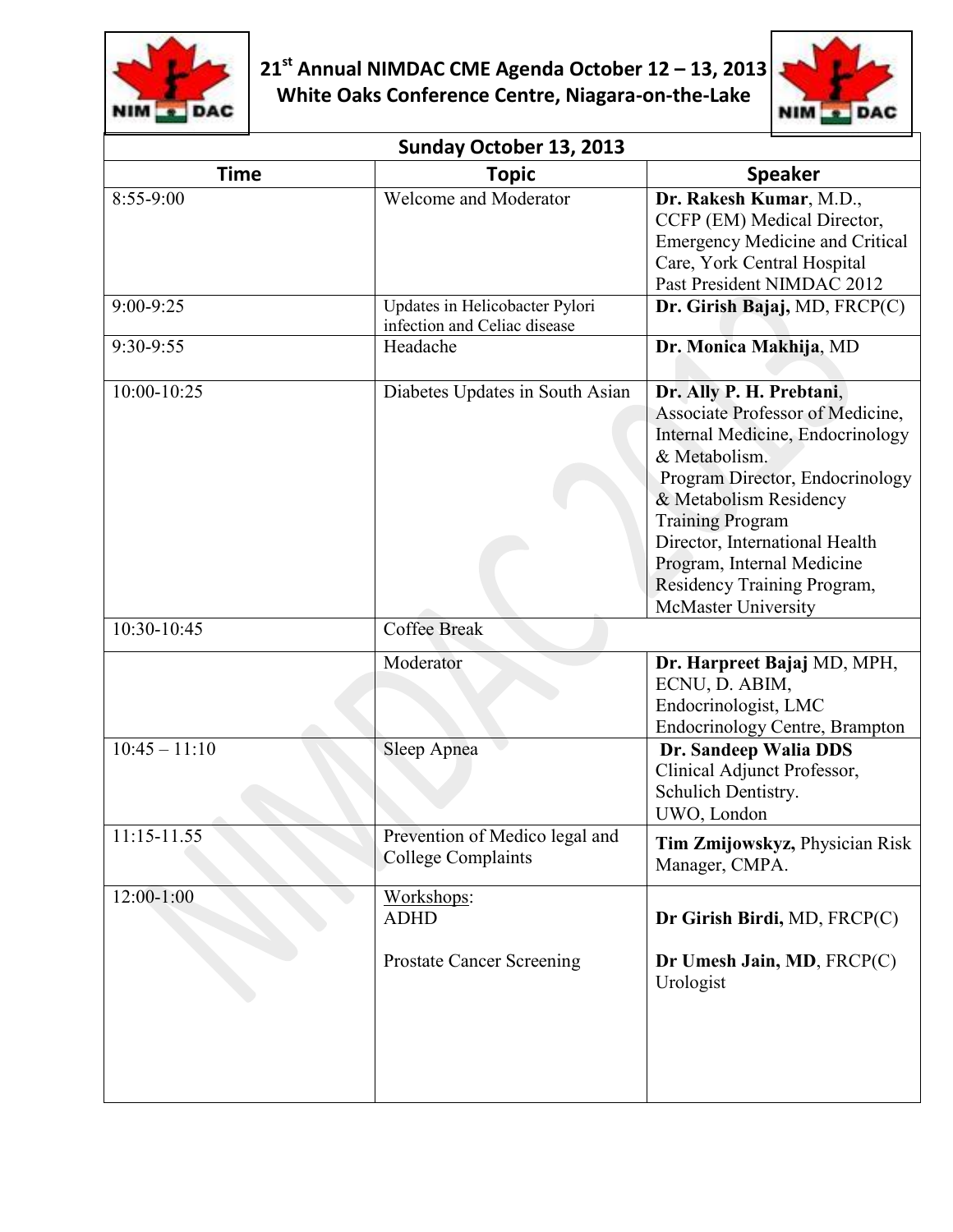# 21st Annual NIMDAC CME Agenda October 12 – 13, 2013
## White Oaks Conference Centre, Niagara-on-the-Lake

| Sunday October 13, 2013 | | |
|---|---|---|
| **Time** | **Topic** | **Speaker** |
| 8:55-9:00 | Welcome and Moderator | **Dr. Rakesh Kumar**, M.D., CCFP (EM) Medical Director, Emergency Medicine and Critical Care, York Central Hospital Past President NIMDAC 2012 |
| 9:00-9:25 | Updates in Helicobacter Pylori infection and Celiac disease | **Dr. Girish Bajaj,** MD, FRCP(C) |
| 9:30-9:55 | Headache | **Dr. Monica Makhija**, MD |
| 10:00-10:25 | Diabetes Updates in South Asian | **Dr. Ally P. H. Prebtani**, Associate Professor of Medicine, Internal Medicine, Endocrinology & Metabolism. Program Director, Endocrinology & Metabolism Residency Training Program Director, International Health Program, Internal Medicine Residency Training Program, McMaster University |
| 10:30-10:45 | Coffee Break | |
| | Moderator | **Dr. Harpreet Bajaj** MD, MPH, ECNU, D. ABIM, Endocrinologist, LMC Endocrinology Centre, Brampton |
| 10:45 – 11:10 | Sleep Apnea | **Dr. Sandeep Walia DDS** Clinical Adjunct Professor, Schulich Dentistry. UWO, London |
| 11:15-11.55 | Prevention of Medico legal and College Complaints | **Tim Zmijowskyz,** Physician Risk Manager, CMPA. |
| 12:00-1:00 | Workshops:<br>ADHD<br><br>Prostate Cancer Screening | <br>**Dr Girish Birdi,** MD, FRCP(C)<br><br>**Dr Umesh Jain, MD**, FRCP(C) Urologist |